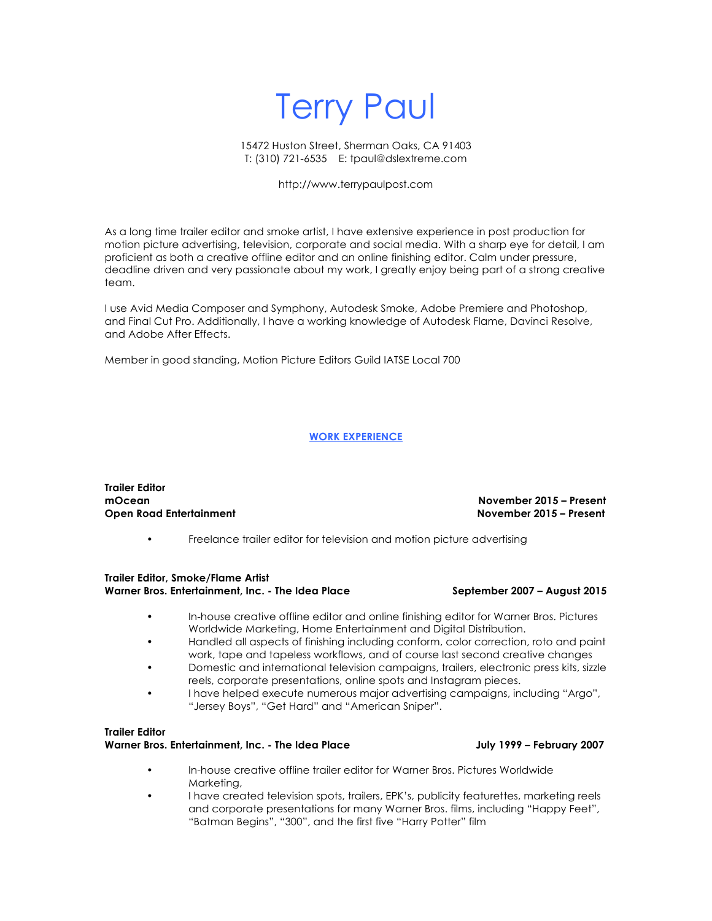# Terry Paul

15472 Huston Street, Sherman Oaks, CA 91403
T: (310) 721-6535    E: tpaul@dslextreme.com

http://www.terrypaulpost.com

As a long time trailer editor and smoke artist, I have extensive experience in post production for motion picture advertising, television, corporate and social media. With a sharp eye for detail, I am proficient as both a creative offline editor and an online finishing editor. Calm under pressure, deadline driven and very passionate about my work, I greatly enjoy being part of a strong creative team.

I use Avid Media Composer and Symphony, Autodesk Smoke, Adobe Premiere and Photoshop, and Final Cut Pro. Additionally, I have a working knowledge of Autodesk Flame, Davinci Resolve, and Adobe After Effects.

Member in good standing, Motion Picture Editors Guild IATSE Local 700

## WORK EXPERIENCE

**Trailer Editor**
**mOcean** — **November 2015 – Present**
**Open Road Entertainment** — **November 2015 – Present**

- Freelance trailer editor for television and motion picture advertising

**Trailer Editor, Smoke/Flame Artist**
**Warner Bros. Entertainment, Inc. - The Idea Place** — **September 2007 – August 2015**

- In-house creative offline editor and online finishing editor for Warner Bros. Pictures Worldwide Marketing, Home Entertainment and Digital Distribution.
- Handled all aspects of finishing including conform, color correction, roto and paint work, tape and tapeless workflows, and of course last second creative changes
- Domestic and international television campaigns, trailers, electronic press kits, sizzle reels, corporate presentations, online spots and Instagram pieces.
- I have helped execute numerous major advertising campaigns, including "Argo", "Jersey Boys", "Get Hard" and "American Sniper".

**Trailer Editor**
**Warner Bros. Entertainment, Inc. - The Idea Place** — **July 1999 – February 2007**

- In-house creative offline trailer editor for Warner Bros. Pictures Worldwide Marketing,
- I have created television spots, trailers, EPK's, publicity featurettes, marketing reels and corporate presentations for many Warner Bros. films, including "Happy Feet", "Batman Begins", "300", and the first five "Harry Potter" film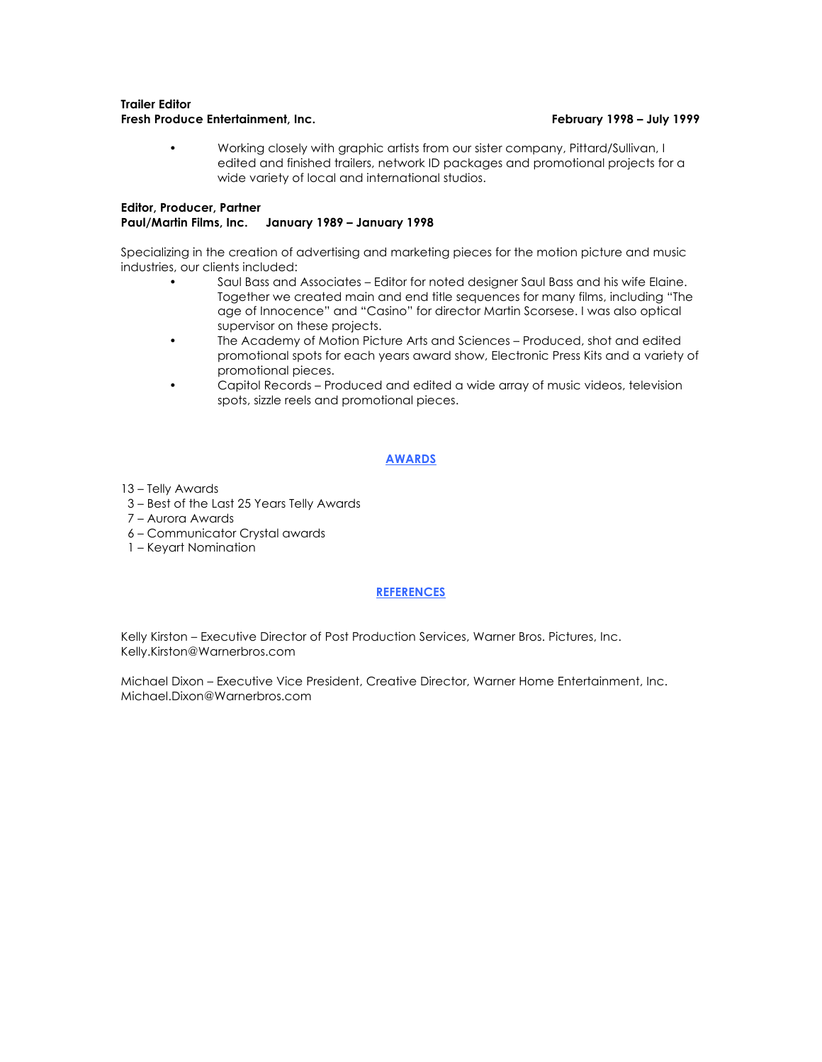**Trailer Editor**
**Fresh Produce Entertainment, Inc.** **February 1998 – July 1999**

- Working closely with graphic artists from our sister company, Pittard/Sullivan, I edited and finished trailers, network ID packages and promotional projects for a wide variety of local and international studios.

**Editor, Producer, Partner**
**Paul/Martin Films, Inc.** **January 1989 – January 1998**

Specializing in the creation of advertising and marketing pieces for the motion picture and music industries, our clients included:

- Saul Bass and Associates – Editor for noted designer Saul Bass and his wife Elaine. Together we created main and end title sequences for many films, including "The age of Innocence" and "Casino" for director Martin Scorsese. I was also optical supervisor on these projects.
- The Academy of Motion Picture Arts and Sciences – Produced, shot and edited promotional spots for each years award show, Electronic Press Kits and a variety of promotional pieces.
- Capitol Records – Produced and edited a wide array of music videos, television spots, sizzle reels and promotional pieces.

## AWARDS

13 – Telly Awards
3 – Best of the Last 25 Years Telly Awards
7 – Aurora Awards
6 – Communicator Crystal awards
1 – Keyart Nomination

## REFERENCES

Kelly Kirston – Executive Director of Post Production Services, Warner Bros. Pictures, Inc.
Kelly.Kirston@Warnerbros.com

Michael Dixon – Executive Vice President, Creative Director, Warner Home Entertainment, Inc.
Michael.Dixon@Warnerbros.com